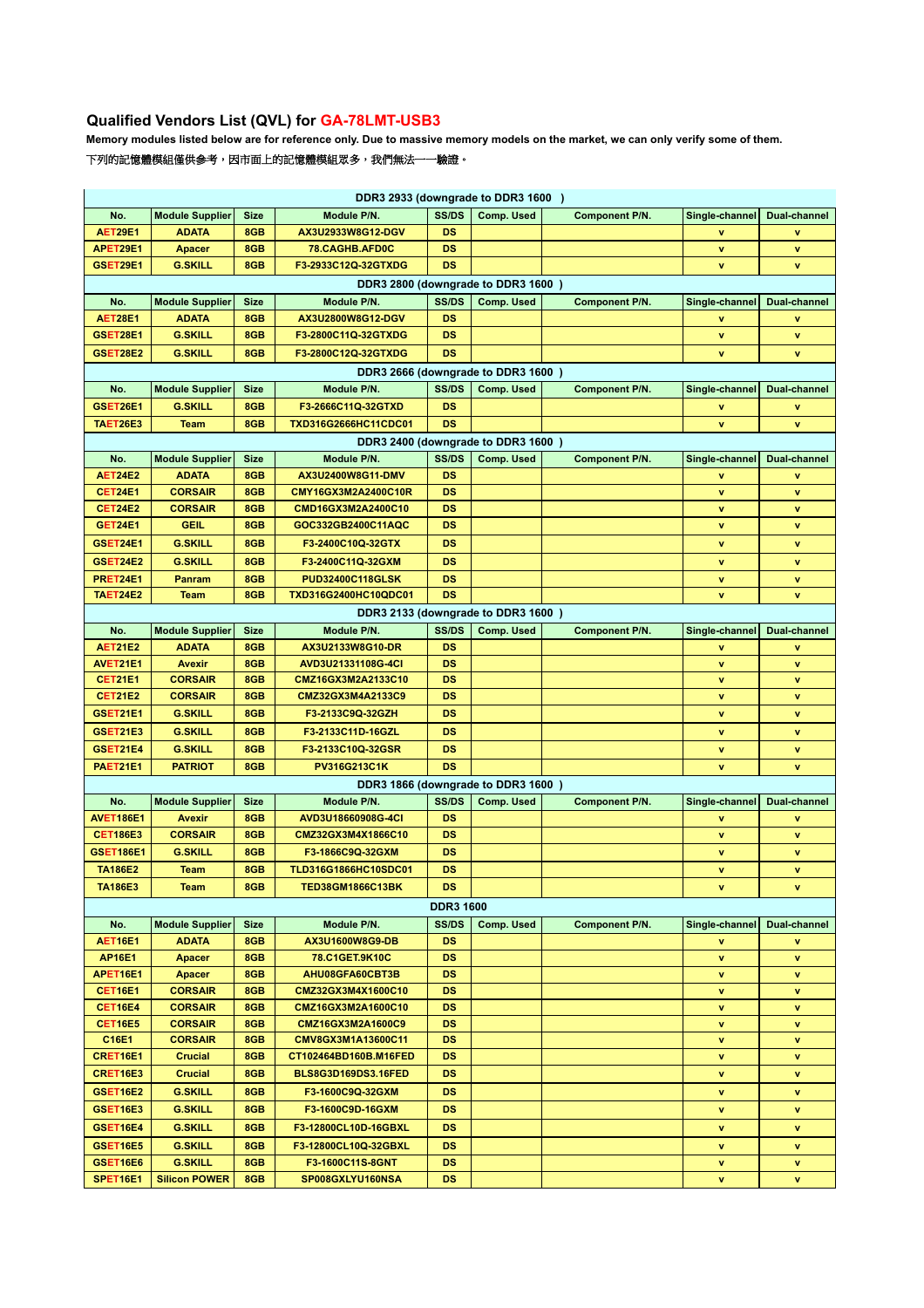# Qualified Vendors List (QVL) for GA-78LMT-USB3

**Memory modules listed below are for reference only. Due to massive memory models on the market, we can only verify some of them.**

下列的記憶體模組僅供參考，因市面上的記憶體模組眾多，我們無法一一驗證。

| DDR3 2933 (downgrade to DDR3 1600 ) | | | | | | | | |
|---|---|---|---|---|---|---|---|---|
| No. | Module Supplier | Size | Module P/N. | SS/DS | Comp. Used | Component P/N. | Single-channel | Dual-channel |
| AET29E1 | ADATA | 8GB | AX3U2933W8G12-DGV | DS | | | v | v |
| APET29E1 | Apacer | 8GB | 78.CAGHB.AFD0C | DS | | | v | v |
| GSET29E1 | G.SKILL | 8GB | F3-2933C12Q-32GTXDG | DS | | | v | v |
| **DDR3 2800 (downgrade to DDR3 1600 )** | | | | | | | | |
| No. | Module Supplier | Size | Module P/N. | SS/DS | Comp. Used | Component P/N. | Single-channel | Dual-channel |
| AET28E1 | ADATA | 8GB | AX3U2800W8G12-DGV | DS | | | v | v |
| GSET28E1 | G.SKILL | 8GB | F3-2800C11Q-32GTXDG | DS | | | v | v |
| GSET28E2 | G.SKILL | 8GB | F3-2800C12Q-32GTXDG | DS | | | v | v |
| **DDR3 2666 (downgrade to DDR3 1600 )** | | | | | | | | |
| No. | Module Supplier | Size | Module P/N. | SS/DS | Comp. Used | Component P/N. | Single-channel | Dual-channel |
| GSET26E1 | G.SKILL | 8GB | F3-2666C11Q-32GTXD | DS | | | v | v |
| TAET26E3 | Team | 8GB | TXD316G2666HC11CDC01 | DS | | | v | v |
| **DDR3 2400 (downgrade to DDR3 1600 )** | | | | | | | | |
| No. | Module Supplier | Size | Module P/N. | SS/DS | Comp. Used | Component P/N. | Single-channel | Dual-channel |
| AET24E2 | ADATA | 8GB | AX3U2400W8G11-DMV | DS | | | v | v |
| CET24E1 | CORSAIR | 8GB | CMY16GX3M2A2400C10R | DS | | | v | v |
| CET24E2 | CORSAIR | 8GB | CMD16GX3M2A2400C10 | DS | | | v | v |
| GET24E1 | GEIL | 8GB | GOC332GB2400C11AQC | DS | | | v | v |
| GSET24E1 | G.SKILL | 8GB | F3-2400C10Q-32GTX | DS | | | v | v |
| GSET24E2 | G.SKILL | 8GB | F3-2400C11Q-32GXM | DS | | | v | v |
| PRET24E1 | Panram | 8GB | PUD32400C118GLSK | DS | | | v | v |
| TAET24E2 | Team | 8GB | TXD316G2400HC10QDC01 | DS | | | v | v |
| **DDR3 2133 (downgrade to DDR3 1600 )** | | | | | | | | |
| No. | Module Supplier | Size | Module P/N. | SS/DS | Comp. Used | Component P/N. | Single-channel | Dual-channel |
| AET21E2 | ADATA | 8GB | AX3U2133W8G10-DR | DS | | | v | v |
| AVET21E1 | Avexir | 8GB | AVD3U21331108G-4CI | DS | | | v | v |
| CET21E1 | CORSAIR | 8GB | CMZ16GX3M2A2133C10 | DS | | | v | v |
| CET21E2 | CORSAIR | 8GB | CMZ32GX3M4A2133C9 | DS | | | v | v |
| GSET21E1 | G.SKILL | 8GB | F3-2133C9Q-32GZH | DS | | | v | v |
| GSET21E3 | G.SKILL | 8GB | F3-2133C11D-16GZL | DS | | | v | v |
| GSET21E4 | G.SKILL | 8GB | F3-2133C10Q-32GSR | DS | | | v | v |
| PAET21E1 | PATRIOT | 8GB | PV316G213C1K | DS | | | v | v |
| **DDR3 1866 (downgrade to DDR3 1600 )** | | | | | | | | |
| No. | Module Supplier | Size | Module P/N. | SS/DS | Comp. Used | Component P/N. | Single-channel | Dual-channel |
| AVET186E1 | Avexir | 8GB | AVD3U18660908G-4CI | DS | | | v | v |
| CET186E3 | CORSAIR | 8GB | CMZ32GX3M4X1866C10 | DS | | | v | v |
| GSET186E1 | G.SKILL | 8GB | F3-1866C9Q-32GXM | DS | | | v | v |
| TA186E2 | Team | 8GB | TLD316G1866HC10SDC01 | DS | | | v | v |
| TA186E3 | Team | 8GB | TED38GM1866C13BK | DS | | | v | v |
| **DDR3 1600** | | | | | | | | |
| No. | Module Supplier | Size | Module P/N. | SS/DS | Comp. Used | Component P/N. | Single-channel | Dual-channel |
| AET16E1 | ADATA | 8GB | AX3U1600W8G9-DB | DS | | | v | v |
| AP16E1 | Apacer | 8GB | 78.C1GET.9K10C | DS | | | v | v |
| APET16E1 | Apacer | 8GB | AHU08GFA60CBT3B | DS | | | v | v |
| CET16E1 | CORSAIR | 8GB | CMZ32GX3M4X1600C10 | DS | | | v | v |
| CET16E4 | CORSAIR | 8GB | CMZ16GX3M2A1600C10 | DS | | | v | v |
| CET16E5 | CORSAIR | 8GB | CMZ16GX3M2A1600C9 | DS | | | v | v |
| C16E1 | CORSAIR | 8GB | CMV8GX3M1A13600C11 | DS | | | v | v |
| CRET16E1 | Crucial | 8GB | CT102464BD160B.M16FED | DS | | | v | v |
| CRET16E3 | Crucial | 8GB | BLS8G3D169DS3.16FED | DS | | | v | v |
| GSET16E2 | G.SKILL | 8GB | F3-1600C9Q-32GXM | DS | | | v | v |
| GSET16E3 | G.SKILL | 8GB | F3-1600C9D-16GXM | DS | | | v | v |
| GSET16E4 | G.SKILL | 8GB | F3-12800CL10D-16GBXL | DS | | | v | v |
| GSET16E5 | G.SKILL | 8GB | F3-12800CL10Q-32GBXL | DS | | | v | v |
| GSET16E6 | G.SKILL | 8GB | F3-1600C11S-8GNT | DS | | | v | v |
| SPET16E1 | Silicon POWER | 8GB | SP008GXLYU160NSA | DS | | | v | v |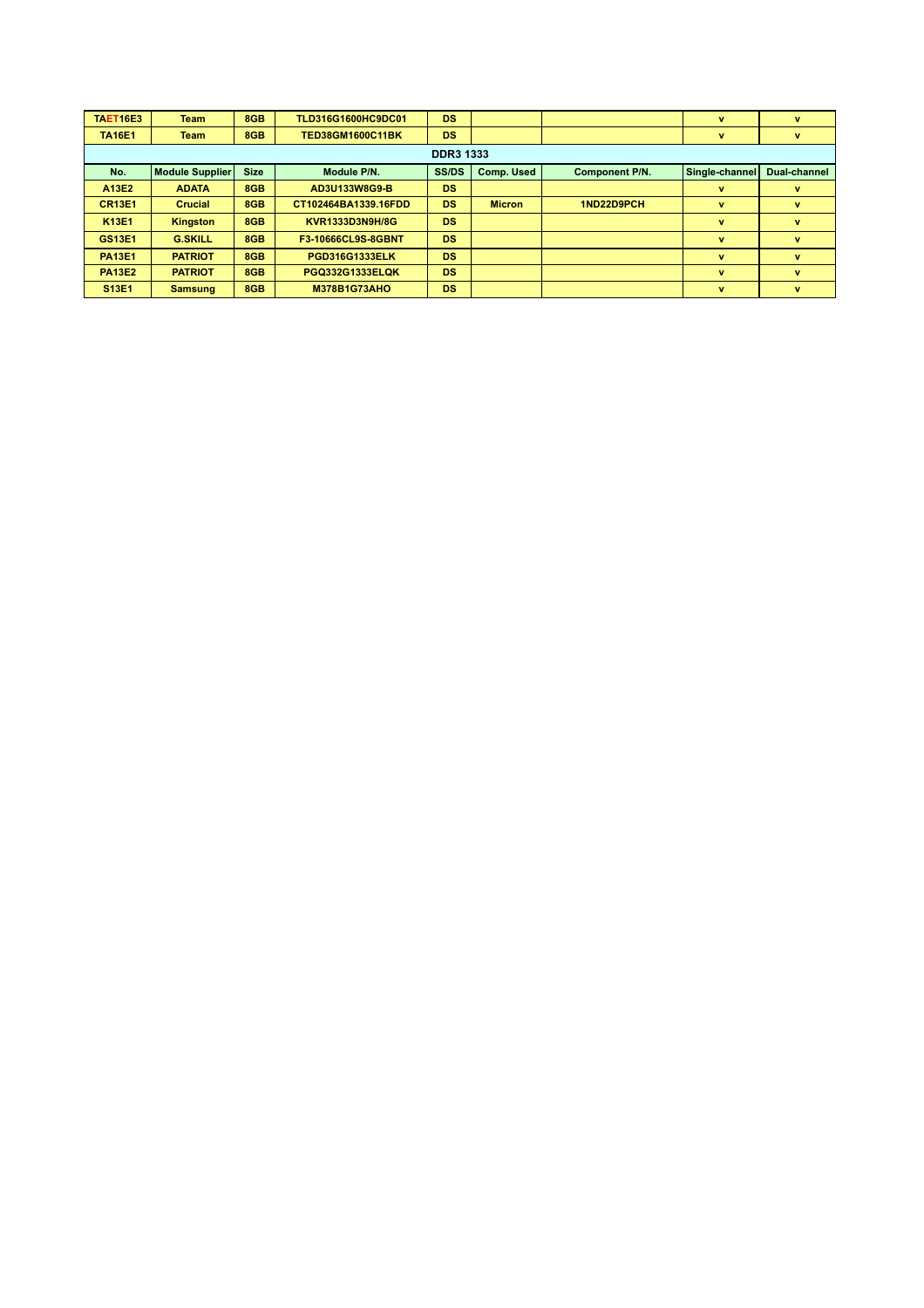| | | | | | | | | |
|---|---|---|---|---|---|---|---|---|
| TAET16E3 | Team | 8GB | TLD316G1600HC9DC01 | DS | | | v | v |
| TA16E1 | Team | 8GB | TED38GM1600C11BK | DS | | | v | v |
| DDR3 1333 | | | | | | | | |
| No. | Module Supplier | Size | Module P/N. | SS/DS | Comp. Used | Component P/N. | Single-channel | Dual-channel |
| A13E2 | ADATA | 8GB | AD3U133W8G9-B | DS | | | v | v |
| CR13E1 | Crucial | 8GB | CT102464BA1339.16FDD | DS | Micron | 1ND22D9PCH | v | v |
| K13E1 | Kingston | 8GB | KVR1333D3N9H/8G | DS | | | v | v |
| GS13E1 | G.SKILL | 8GB | F3-10666CL9S-8GBNT | DS | | | v | v |
| PA13E1 | PATRIOT | 8GB | PGD316G1333ELK | DS | | | v | v |
| PA13E2 | PATRIOT | 8GB | PGQ332G1333ELQK | DS | | | v | v |
| S13E1 | Samsung | 8GB | M378B1G73AHO | DS | | | v | v |